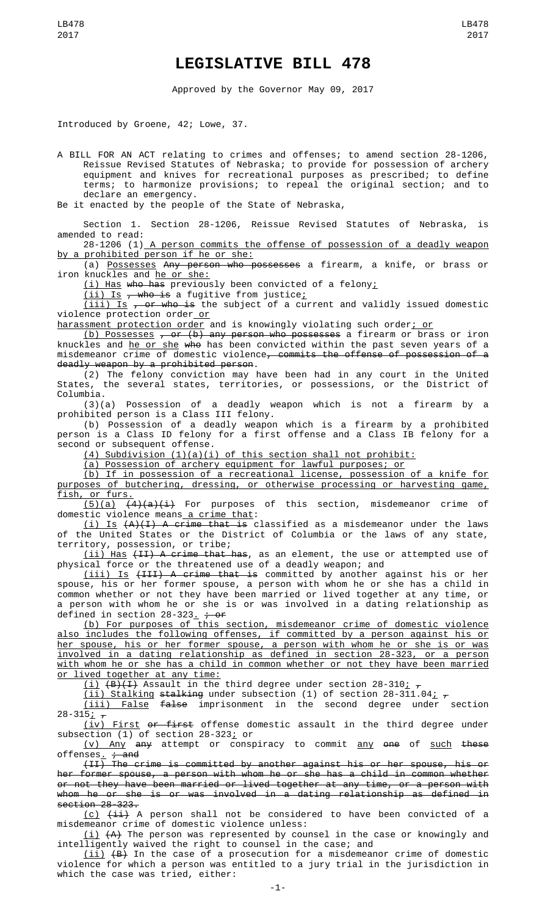# LEGISLATIVE BILL 478

Approved by the Governor May 09, 2017

Introduced by Groene, 42; Lowe, 37.

A BILL FOR AN ACT relating to crimes and offenses; to amend section 28-1206, Reissue Revised Statutes of Nebraska; to provide for possession of archery equipment and knives for recreational purposes as prescribed; to define terms; to harmonize provisions; to repeal the original section; and to declare an emergency.

Be it enacted by the people of the State of Nebraska,

Section 1. Section 28-1206, Reissue Revised Statutes of Nebraska, is amended to read:

28-1206 (1) A person commits the offense of possession of a deadly weapon by a prohibited person if he or she:

(a) Possesses ~~Any person who possesses~~ a firearm, a knife, or brass or iron knuckles and he or she:

(i) Has ~~who has~~ previously been convicted of a felony;

(ii) Is ~~, who is~~ a fugitive from justice;

(iii) Is ~~, or who is~~ the subject of a current and validly issued domestic violence protection order or harassment protection order and is knowingly violating such order; or

(b) Possesses ~~, or (b) any person who possesses~~ a firearm or brass or iron knuckles and he or she ~~who~~ has been convicted within the past seven years of a misdemeanor crime of domestic violence~~, commits the offense of possession of a deadly weapon by a prohibited person~~.

(2) The felony conviction may have been had in any court in the United States, the several states, territories, or possessions, or the District of Columbia.

(3)(a) Possession of a deadly weapon which is not a firearm by a prohibited person is a Class III felony.

(b) Possession of a deadly weapon which is a firearm by a prohibited person is a Class ID felony for a first offense and a Class IB felony for a second or subsequent offense.

(4) Subdivision (1)(a)(i) of this section shall not prohibit:

(a) Possession of archery equipment for lawful purposes; or

(b) If in possession of a recreational license, possession of a knife for purposes of butchering, dressing, or otherwise processing or harvesting game, fish, or furs.

(5)(a) ~~(4)(a)(i)~~ For purposes of this section, misdemeanor crime of domestic violence means a crime that:

(i) Is ~~(A)(I) A crime that is~~ classified as a misdemeanor under the laws of the United States or the District of Columbia or the laws of any state, territory, possession, or tribe;

(ii) Has ~~(II) A crime that has~~, as an element, the use or attempted use of physical force or the threatened use of a deadly weapon; and

(iii) Is ~~(III) A crime that is~~ committed by another against his or her spouse, his or her former spouse, a person with whom he or she has a child in common whether or not they have been married or lived together at any time, or a person with whom he or she is or was involved in a dating relationship as defined in section 28-323. ~~; or~~

(b) For purposes of this section, misdemeanor crime of domestic violence also includes the following offenses, if committed by a person against his or her spouse, his or her former spouse, a person with whom he or she is or was involved in a dating relationship as defined in section 28-323, or a person with whom he or she has a child in common whether or not they have been married or lived together at any time:

(i) ~~(B)(I)~~ Assault in the third degree under section 28-310; ~~,~~

(ii) Stalking ~~stalking~~ under subsection (1) of section 28-311.04; ~~,~~

(iii) False ~~false~~ imprisonment in the second degree under section 28-315; ~~,~~

(iv) First ~~or first~~ offense domestic assault in the third degree under subsection (1) of section 28-323; or

(v) Any ~~any~~ attempt or conspiracy to commit any ~~one~~ of such ~~these~~ offenses. ~~; and~~

~~(II) The crime is committed by another against his or her spouse, his or her former spouse, a person with whom he or she has a child in common whether or not they have been married or lived together at any time, or a person with whom he or she is or was involved in a dating relationship as defined in section 28-323.~~

(c) ~~(ii)~~ A person shall not be considered to have been convicted of a misdemeanor crime of domestic violence unless:

(i) ~~(A)~~ The person was represented by counsel in the case or knowingly and intelligently waived the right to counsel in the case; and

(ii) ~~(B)~~ In the case of a prosecution for a misdemeanor crime of domestic violence for which a person was entitled to a jury trial in the jurisdiction in which the case was tried, either: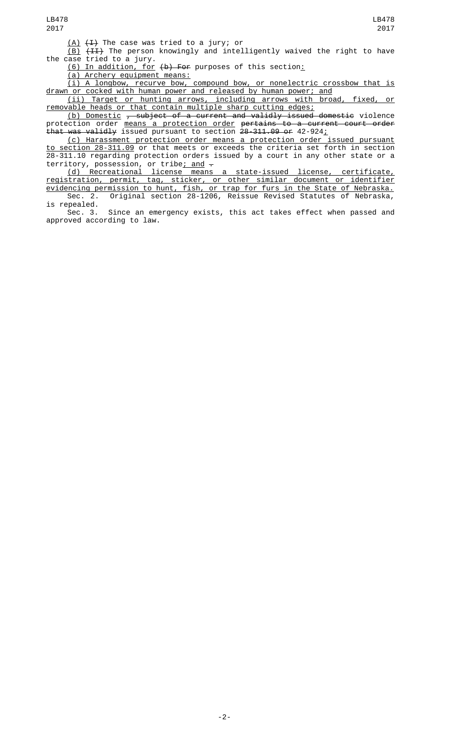(A) (I) The case was tried to a jury; or

(B) (II) The person knowingly and intelligently waived the right to have the case tried to a jury.

(6) In addition, for (b) For purposes of this section:

(a) Archery equipment means:

(i) A longbow, recurve bow, compound bow, or nonelectric crossbow that is drawn or cocked with human power and released by human power; and

(ii) Target or hunting arrows, including arrows with broad, fixed, or removable heads or that contain multiple sharp cutting edges;

(b) Domestic , subject of a current and validly issued domestic violence protection order means a protection order pertains to a current court order that was validly issued pursuant to section 28-311.09 or 42-924;

(c) Harassment protection order means a protection order issued pursuant to section 28-311.09 or that meets or exceeds the criteria set forth in section 28-311.10 regarding protection orders issued by a court in any other state or a territory, possession, or tribe; and .

(d) Recreational license means a state-issued license, certificate, registration, permit, tag, sticker, or other similar document or identifier evidencing permission to hunt, fish, or trap for furs in the State of Nebraska.

Sec. 2. Original section 28-1206, Reissue Revised Statutes of Nebraska, is repealed.

Sec. 3. Since an emergency exists, this act takes effect when passed and approved according to law.